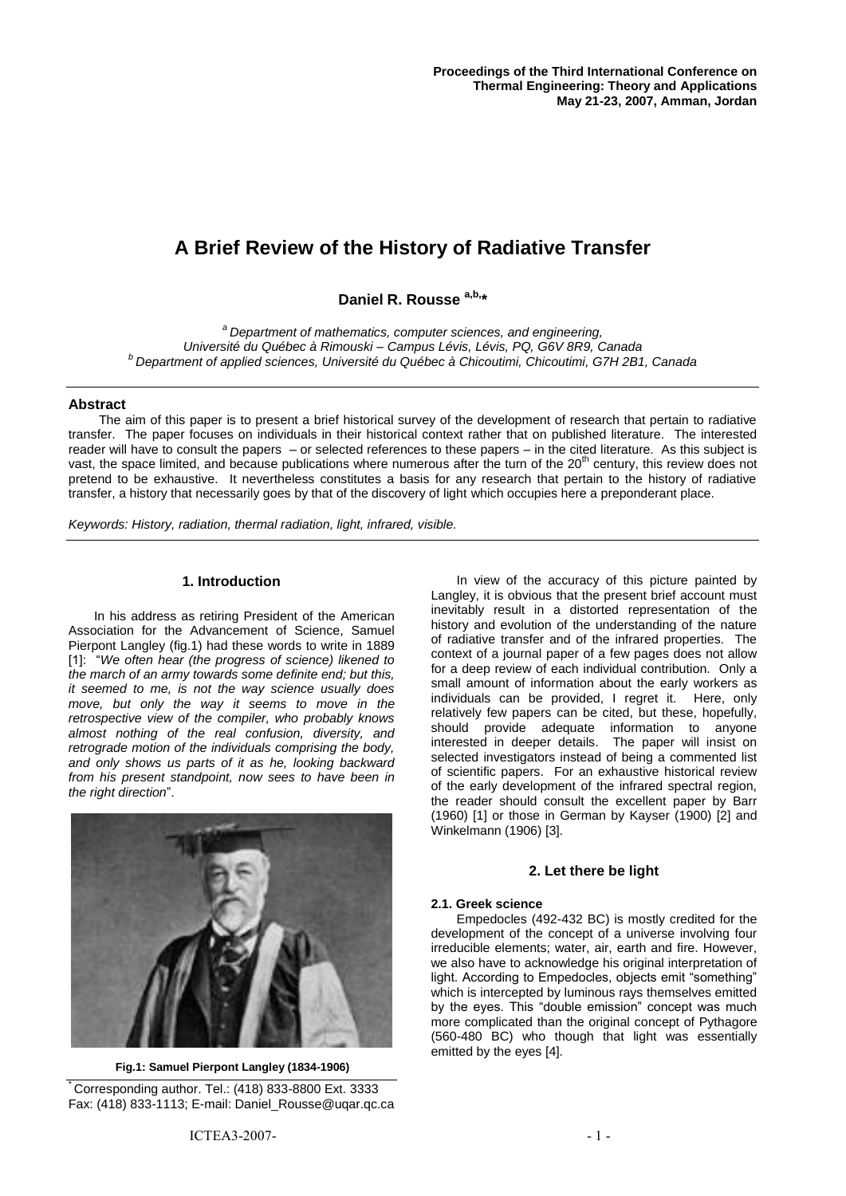**Proceedings of the Third International Conference on Thermal Engineering: Theory and Applications**
**May 21-23, 2007, Amman, Jordan**

# A Brief Review of the History of Radiative Transfer

**Daniel R. Rousse [a,b,*]**

[a] *Department of mathematics, computer sciences, and engineering, Université du Québec à Rimouski – Campus Lévis, Lévis, PQ, G6V 8R9, Canada*
[b] *Department of applied sciences, Université du Québec à Chicoutimi, Chicoutimi, G7H 2B1, Canada*

## Abstract

The aim of this paper is to present a brief historical survey of the development of research that pertain to radiative transfer. The paper focuses on individuals in their historical context rather that on published literature. The interested reader will have to consult the papers – or selected references to these papers – in the cited literature. As this subject is vast, the space limited, and because publications where numerous after the turn of the 20th century, this review does not pretend to be exhaustive. It nevertheless constitutes a basis for any research that pertain to the history of radiative transfer, a history that necessarily goes by that of the discovery of light which occupies here a preponderant place.

*Keywords: History, radiation, thermal radiation, light, infrared, visible.*

## 1. Introduction

In his address as retiring President of the American Association for the Advancement of Science, Samuel Pierpont Langley (fig.1) had these words to write in 1889 [1]: "*We often hear (the progress of science) likened to the march of an army towards some definite end; but this, it seemed to me, is not the way science usually does move, but only the way it seems to move in the retrospective view of the compiler, who probably knows almost nothing of the real confusion, diversity, and retrograde motion of the individuals comprising the body, and only shows us parts of it as he, looking backward from his present standpoint, now sees to have been in the right direction*".

**Fig.1: Samuel Pierpont Langley (1834-1906)**

In view of the accuracy of this picture painted by Langley, it is obvious that the present brief account must inevitably result in a distorted representation of the history and evolution of the understanding of the nature of radiative transfer and of the infrared properties. The context of a journal paper of a few pages does not allow for a deep review of each individual contribution. Only a small amount of information about the early workers as individuals can be provided, I regret it. Here, only relatively few papers can be cited, but these, hopefully, should provide adequate information to anyone interested in deeper details. The paper will insist on selected investigators instead of being a commented list of scientific papers. For an exhaustive historical review of the early development of the infrared spectral region, the reader should consult the excellent paper by Barr (1960) [1] or those in German by Kayser (1900) [2] and Winkelmann (1906) [3].

## 2. Let there be light

### 2.1. Greek science

Empedocles (492-432 BC) is mostly credited for the development of the concept of a universe involving four irreducible elements; water, air, earth and fire. However, we also have to acknowledge his original interpretation of light. According to Empedocles, objects emit "something" which is intercepted by luminous rays themselves emitted by the eyes. This "double emission" concept was much more complicated than the original concept of Pythagore (560-480 BC) who though that light was essentially emitted by the eyes [4].

* Corresponding author. Tel.: (418) 833-8800 Ext. 3333 Fax: (418) 833-1113; E-mail: Daniel_Rousse@uqar.qc.ca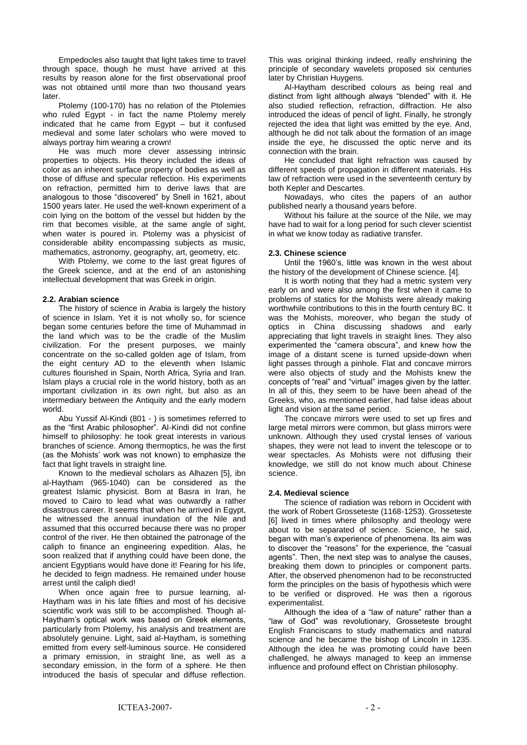Empedocles also taught that light takes time to travel through space, though he must have arrived at this results by reason alone for the first observational proof was not obtained until more than two thousand years later.

Ptolemy (100-170) has no relation of the Ptolemies who ruled Egypt - in fact the name Ptolemy merely indicated that he came from Egypt – but it confused medieval and some later scholars who were moved to always portray him wearing a crown!

He was much more clever assessing intrinsic properties to objects. His theory included the ideas of color as an inherent surface property of bodies as well as those of diffuse and specular reflection. His experiments on refraction, permitted him to derive laws that are analogous to those "discovered" by Snell in 1621, about 1500 years later. He used the well-known experiment of a coin lying on the bottom of the vessel but hidden by the rim that becomes visible, at the same angle of sight, when water is poured in. Ptolemy was a physicist of considerable ability encompassing subjects as music, mathematics, astronomy, geography, art, geometry, etc.

With Ptolemy, we come to the last great figures of the Greek science, and at the end of an astonishing intellectual development that was Greek in origin.

### 2.2. Arabian science

The history of science in Arabia is largely the history of science in Islam. Yet it is not wholly so, for science began some centuries before the time of Muhammad in the land which was to be the cradle of the Muslim civilization. For the present purposes, we mainly concentrate on the so-called golden age of Islam, from the eight century AD to the eleventh when Islamic cultures flourished in Spain, North Africa, Syria and Iran. Islam plays a crucial role in the world history, both as an important civilization in its own right, but also as an intermediary between the Antiquity and the early modern world.

Abu Yussif Al-Kindi (801 - ) is sometimes referred to as the "first Arabic philosopher". Al-Kindi did not confine himself to philosophy: he took great interests in various branches of science. Among thermoptics, he was the first (as the Mohists' work was not known) to emphasize the fact that light travels in straight line.

Known to the medieval scholars as Alhazen [5], ibn al-Haytham (965-1040) can be considered as the greatest Islamic physicist. Born at Basra in Iran, he moved to Cairo to lead what was outwardly a rather disastrous career. It seems that when he arrived in Egypt, he witnessed the annual inundation of the Nile and assumed that this occurred because there was no proper control of the river. He then obtained the patronage of the caliph to finance an engineering expedition. Alas, he soon realized that if anything could have been done, the ancient Egyptians would have done it! Fearing for his life, he decided to feign madness. He remained under house arrest until the caliph died!

When once again free to pursue learning, al-Haytham was in his late fifties and most of his decisive scientific work was still to be accomplished. Though al-Haytham's optical work was based on Greek elements, particularly from Ptolemy, his analysis and treatment are absolutely genuine. Light, said al-Haytham, is something emitted from every self-luminous source. He considered a primary emission, in straight line, as well as a secondary emission, in the form of a sphere. He then introduced the basis of specular and diffuse reflection. This was original thinking indeed, really enshrining the principle of secondary wavelets proposed six centuries later by Christian Huygens.

Al-Haytham described colours as being real and distinct from light although always "blended" with it. He also studied reflection, refraction, diffraction. He also introduced the ideas of pencil of light. Finally, he strongly rejected the idea that light was emitted by the eye. And, although he did not talk about the formation of an image inside the eye, he discussed the optic nerve and its connection with the brain.

He concluded that light refraction was caused by different speeds of propagation in different materials. His law of refraction were used in the seventeenth century by both Kepler and Descartes.

Nowadays, who cites the papers of an author published nearly a thousand years before.

Without his failure at the source of the Nile, we may have had to wait for a long period for such clever scientist in what we know today as radiative transfer.

### 2.3. Chinese science

Until the 1960's, little was known in the west about the history of the development of Chinese science. [4].

It is worth noting that they had a metric system very early on and were also among the first when it came to problems of statics for the Mohists were already making worthwhile contributions to this in the fourth century BC. It was the Mohists, moreover, who began the study of optics in China discussing shadows and early appreciating that light travels in straight lines. They also experimented the "camera obscura", and knew how the image of a distant scene is turned upside-down when light passes through a pinhole. Flat and concave mirrors were also objects of study and the Mohists knew the concepts of "real" and "virtual" images given by the latter. In all of this, they seem to be have been ahead of the Greeks, who, as mentioned earlier, had false ideas about light and vision at the same period.

The concave mirrors were used to set up fires and large metal mirrors were common, but glass mirrors were unknown. Although they used crystal lenses of various shapes, they were not lead to invent the telescope or to wear spectacles. As Mohists were not diffusing their knowledge, we still do not know much about Chinese science.

### 2.4. Medieval science

The science of radiation was reborn in Occident with the work of Robert Grosseteste (1168-1253). Grosseteste [6] lived in times where philosophy and theology were about to be separated of science. Science, he said, began with man's experience of phenomena. Its aim was to discover the "reasons" for the experience, the "casual agents". Then, the next step was to analyse the causes, breaking them down to principles or component parts. After, the observed phenomenon had to be reconstructed form the principles on the basis of hypothesis which were to be verified or disproved. He was then a rigorous experimentalist.

Although the idea of a "law of nature" rather than a "law of God" was revolutionary, Grosseteste brought English Franciscans to study mathematics and natural science and he became the bishop of Lincoln in 1235. Although the idea he was promoting could have been challenged, he always managed to keep an immense influence and profound effect on Christian philosophy.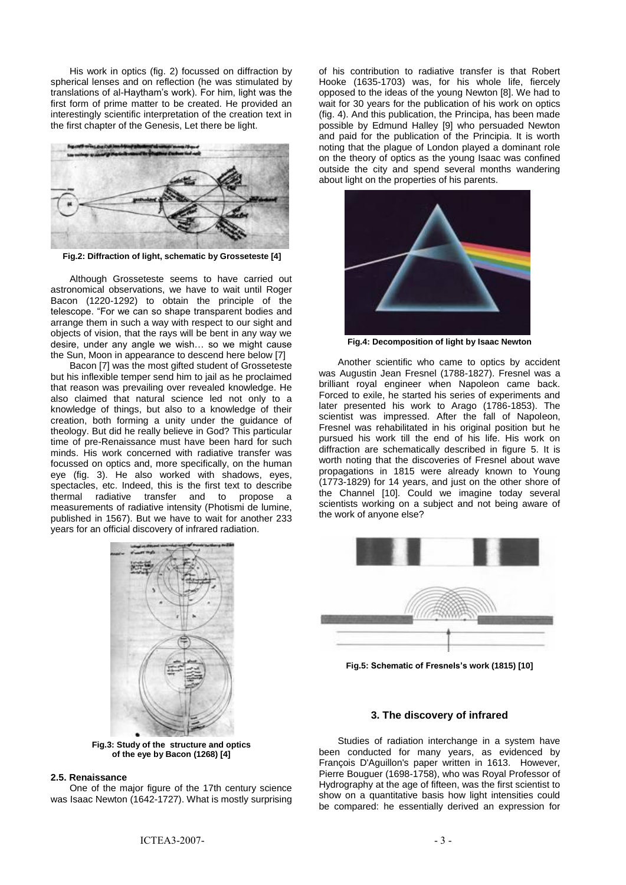His work in optics (fig. 2) focussed on diffraction by spherical lenses and on reflection (he was stimulated by translations of al-Haytham's work). For him, light was the first form of prime matter to be created. He provided an interestingly scientific interpretation of the creation text in the first chapter of the Genesis, Let there be light.

**Fig.2: Diffraction of light, schematic by Grosseteste [4]**

Although Grosseteste seems to have carried out astronomical observations, we have to wait until Roger Bacon (1220-1292) to obtain the principle of the telescope. "For we can so shape transparent bodies and arrange them in such a way with respect to our sight and objects of vision, that the rays will be bent in any way we desire, under any angle we wish… so we might cause the Sun, Moon in appearance to descend here below [7]

Bacon [7] was the most gifted student of Grosseteste but his inflexible temper send him to jail as he proclaimed that reason was prevailing over revealed knowledge. He also claimed that natural science led not only to a knowledge of things, but also to a knowledge of their creation, both forming a unity under the guidance of theology. But did he really believe in God? This particular time of pre-Renaissance must have been hard for such minds. His work concerned with radiative transfer was focussed on optics and, more specifically, on the human eye (fig. 3). He also worked with shadows, eyes, spectacles, etc. Indeed, this is the first text to describe thermal radiative transfer and to propose a measurements of radiative intensity (Photismi de lumine, published in 1567). But we have to wait for another 233 years for an official discovery of infrared radiation.

**Fig.3: Study of the structure and optics of the eye by Bacon (1268) [4]**

### 2.5. Renaissance

One of the major figure of the 17th century science was Isaac Newton (1642-1727). What is mostly surprising of his contribution to radiative transfer is that Robert Hooke (1635-1703) was, for his whole life, fiercely opposed to the ideas of the young Newton [8]. We had to wait for 30 years for the publication of his work on optics (fig. 4). And this publication, the Principa, has been made possible by Edmund Halley [9] who persuaded Newton and paid for the publication of the Principia. It is worth noting that the plague of London played a dominant role on the theory of optics as the young Isaac was confined outside the city and spend several months wandering about light on the properties of his parents.

**Fig.4: Decomposition of light by Isaac Newton**

Another scientific who came to optics by accident was Augustin Jean Fresnel (1788-1827). Fresnel was a brilliant royal engineer when Napoleon came back. Forced to exile, he started his series of experiments and later presented his work to Arago (1786-1853). The scientist was impressed. After the fall of Napoleon, Fresnel was rehabilitated in his original position but he pursued his work till the end of his life. His work on diffraction are schematically described in figure 5. It is worth noting that the discoveries of Fresnel about wave propagations in 1815 were already known to Young (1773-1829) for 14 years, and just on the other shore of the Channel [10]. Could we imagine today several scientists working on a subject and not being aware of the work of anyone else?

**Fig.5: Schematic of Fresnels's work (1815) [10]**

## 3. The discovery of infrared

Studies of radiation interchange in a system have been conducted for many years, as evidenced by François D'Aguillon's paper written in 1613. However, Pierre Bouguer (1698-1758), who was Royal Professor of Hydrography at the age of fifteen, was the first scientist to show on a quantitative basis how light intensities could be compared: he essentially derived an expression for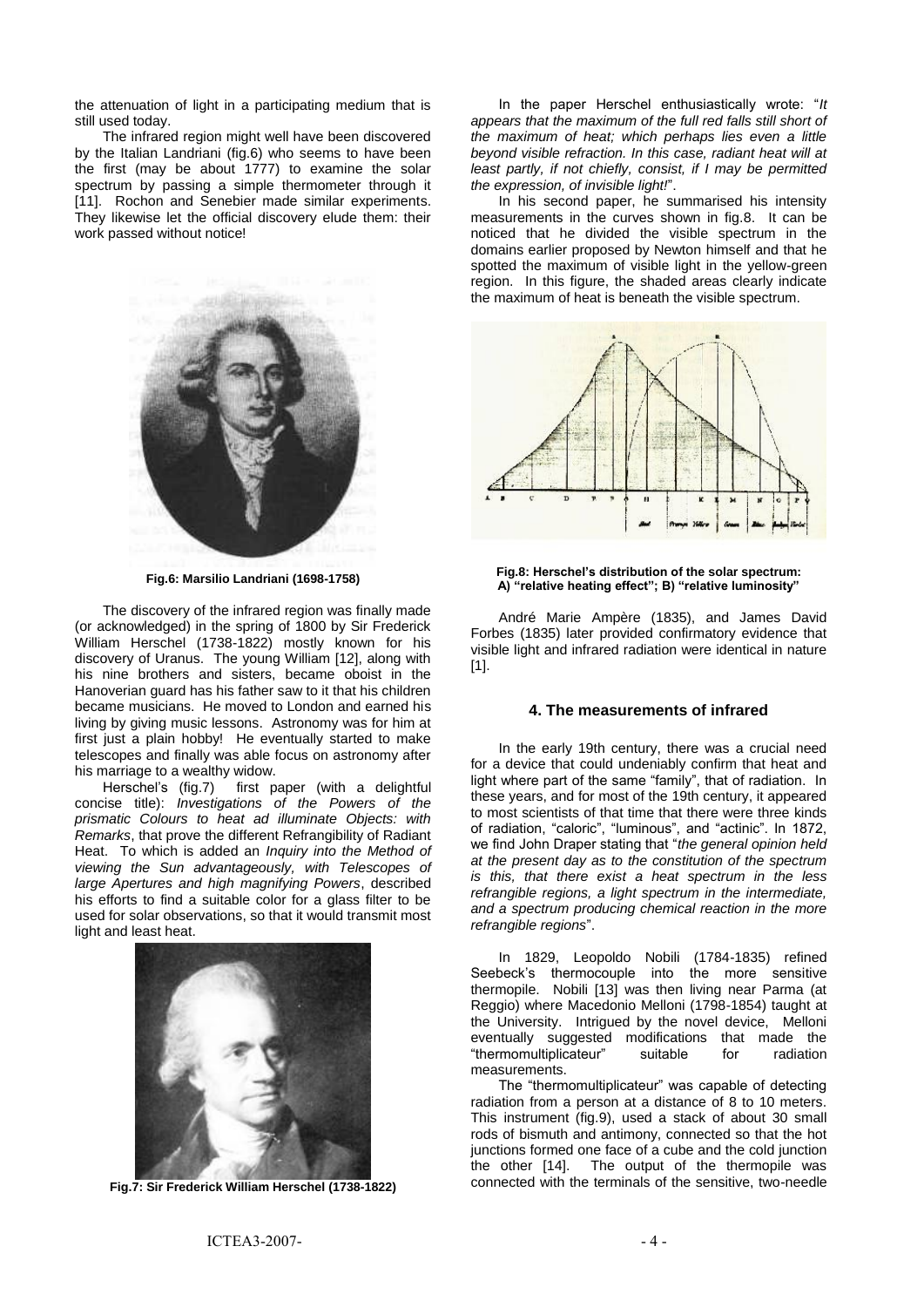the attenuation of light in a participating medium that is still used today.

The infrared region might well have been discovered by the Italian Landriani (fig.6) who seems to have been the first (may be about 1777) to examine the solar spectrum by passing a simple thermometer through it [11]. Rochon and Senebier made similar experiments. They likewise let the official discovery elude them: their work passed without notice!

**Fig.6: Marsilio Landriani (1698-1758)**

The discovery of the infrared region was finally made (or acknowledged) in the spring of 1800 by Sir Frederick William Herschel (1738-1822) mostly known for his discovery of Uranus. The young William [12], along with his nine brothers and sisters, became oboist in the Hanoverian guard has his father saw to it that his children became musicians. He moved to London and earned his living by giving music lessons. Astronomy was for him at first just a plain hobby! He eventually started to make telescopes and finally was able focus on astronomy after his marriage to a wealthy widow.

Herschel's (fig.7) first paper (with a delightful concise title): *Investigations of the Powers of the prismatic Colours to heat ad illuminate Objects: with Remarks*, that prove the different Refrangibility of Radiant Heat. To which is added an *Inquiry into the Method of viewing the Sun advantageously, with Telescopes of large Apertures and high magnifying Powers*, described his efforts to find a suitable color for a glass filter to be used for solar observations, so that it would transmit most light and least heat.

**Fig.7: Sir Frederick William Herschel (1738-1822)**

In the paper Herschel enthusiastically wrote: "*It appears that the maximum of the full red falls still short of the maximum of heat; which perhaps lies even a little beyond visible refraction. In this case, radiant heat will at least partly, if not chiefly, consist, if I may be permitted the expression, of invisible light!*".

In his second paper, he summarised his intensity measurements in the curves shown in fig.8. It can be noticed that he divided the visible spectrum in the domains earlier proposed by Newton himself and that he spotted the maximum of visible light in the yellow-green region. In this figure, the shaded areas clearly indicate the maximum of heat is beneath the visible spectrum.

**Fig.8: Herschel's distribution of the solar spectrum: A) "relative heating effect"; B) "relative luminosity"**

André Marie Ampère (1835), and James David Forbes (1835) later provided confirmatory evidence that visible light and infrared radiation were identical in nature [1].

## 4. The measurements of infrared

In the early 19th century, there was a crucial need for a device that could undeniably confirm that heat and light where part of the same "family", that of radiation. In these years, and for most of the 19th century, it appeared to most scientists of that time that there were three kinds of radiation, "caloric", "luminous", and "actinic". In 1872, we find John Draper stating that "*the general opinion held at the present day as to the constitution of the spectrum is this, that there exist a heat spectrum in the less refrangible regions, a light spectrum in the intermediate, and a spectrum producing chemical reaction in the more refrangible regions*".

In 1829, Leopoldo Nobili (1784-1835) refined Seebeck's thermocouple into the more sensitive thermopile. Nobili [13] was then living near Parma (at Reggio) where Macedonio Melloni (1798-1854) taught at the University. Intrigued by the novel device, Melloni eventually suggested modifications that made the "thermomultiplicateur" suitable for radiation measurements.

The "thermomultiplicateur" was capable of detecting radiation from a person at a distance of 8 to 10 meters. This instrument (fig.9), used a stack of about 30 small rods of bismuth and antimony, connected so that the hot junctions formed one face of a cube and the cold junction the other [14]. The output of the thermopile was connected with the terminals of the sensitive, two-needle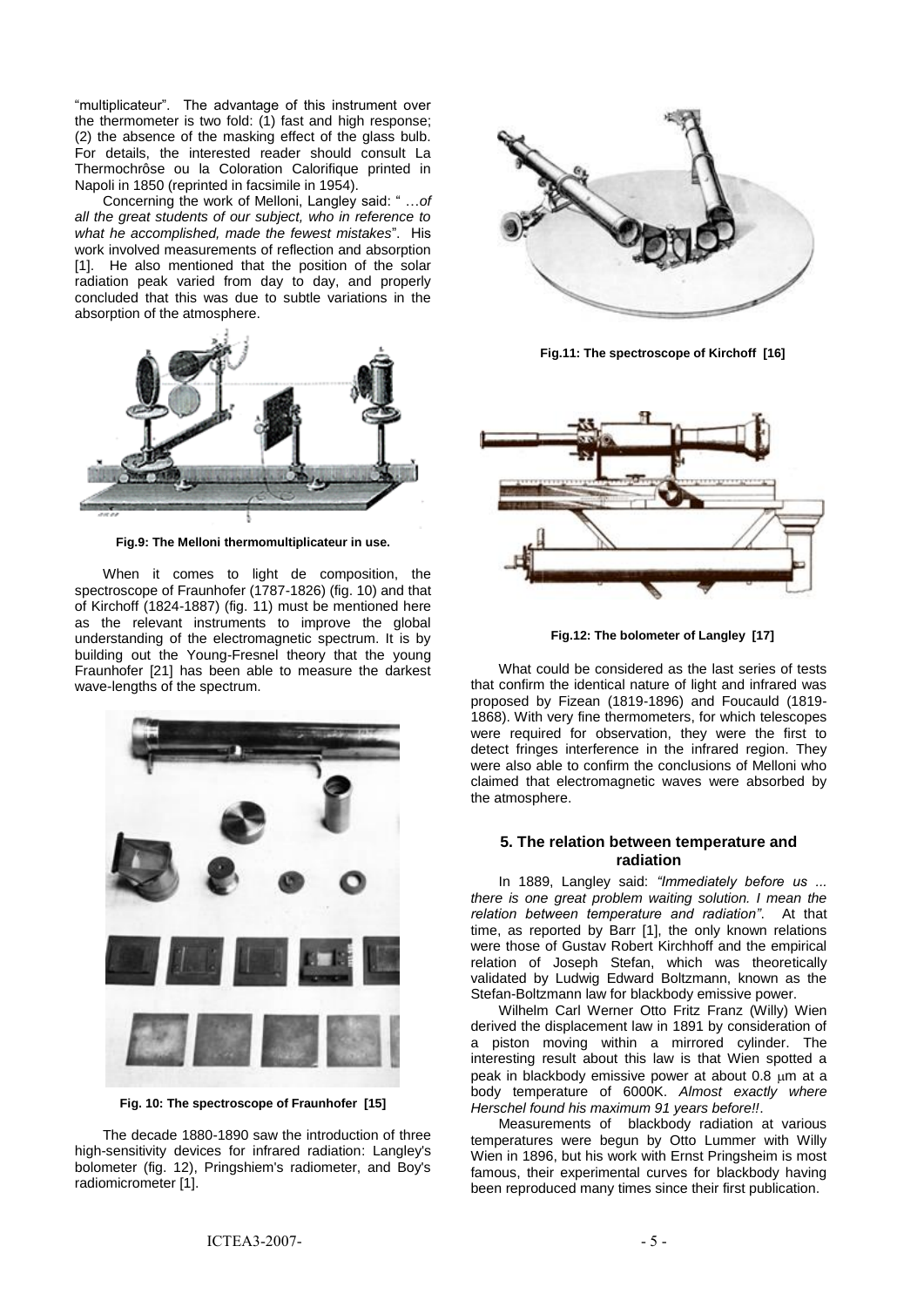"multiplicateur". The advantage of this instrument over the thermometer is two fold: (1) fast and high response; (2) the absence of the masking effect of the glass bulb. For details, the interested reader should consult La Thermochrôse ou la Coloration Calorifique printed in Napoli in 1850 (reprinted in facsimile in 1954).

Concerning the work of Melloni, Langley said: " *…of all the great students of our subject, who in reference to what he accomplished, made the fewest mistakes*". His work involved measurements of reflection and absorption [1]. He also mentioned that the position of the solar radiation peak varied from day to day, and properly concluded that this was due to subtle variations in the absorption of the atmosphere.

**Fig.9: The Melloni thermomultiplicateur in use.**

When it comes to light de composition, the spectroscope of Fraunhofer (1787-1826) (fig. 10) and that of Kirchoff (1824-1887) (fig. 11) must be mentioned here as the relevant instruments to improve the global understanding of the electromagnetic spectrum. It is by building out the Young-Fresnel theory that the young Fraunhofer [21] has been able to measure the darkest wave-lengths of the spectrum.

**Fig. 10: The spectroscope of Fraunhofer [15]**

The decade 1880-1890 saw the introduction of three high-sensitivity devices for infrared radiation: Langley's bolometer (fig. 12), Pringshiem's radiometer, and Boy's radiomicrometer [1].

**Fig.11: The spectroscope of Kirchoff [16]**

**Fig.12: The bolometer of Langley [17]**

What could be considered as the last series of tests that confirm the identical nature of light and infrared was proposed by Fizean (1819-1896) and Foucauld (1819-1868). With very fine thermometers, for which telescopes were required for observation, they were the first to detect fringes interference in the infrared region. They were also able to confirm the conclusions of Melloni who claimed that electromagnetic waves were absorbed by the atmosphere.

## 5. The relation between temperature and radiation

In 1889, Langley said: *"Immediately before us ... there is one great problem waiting solution. I mean the relation between temperature and radiation"*. At that time, as reported by Barr [1], the only known relations were those of Gustav Robert Kirchhoff and the empirical relation of Joseph Stefan, which was theoretically validated by Ludwig Edward Boltzmann, known as the Stefan-Boltzmann law for blackbody emissive power.

Wilhelm Carl Werner Otto Fritz Franz (Willy) Wien derived the displacement law in 1891 by consideration of a piston moving within a mirrored cylinder. The interesting result about this law is that Wien spotted a peak in blackbody emissive power at about 0.8 $\mu$m at a body temperature of 6000K. *Almost exactly where Herschel found his maximum 91 years before!!*.

Measurements of blackbody radiation at various temperatures were begun by Otto Lummer with Willy Wien in 1896, but his work with Ernst Pringsheim is most famous, their experimental curves for blackbody having been reproduced many times since their first publication.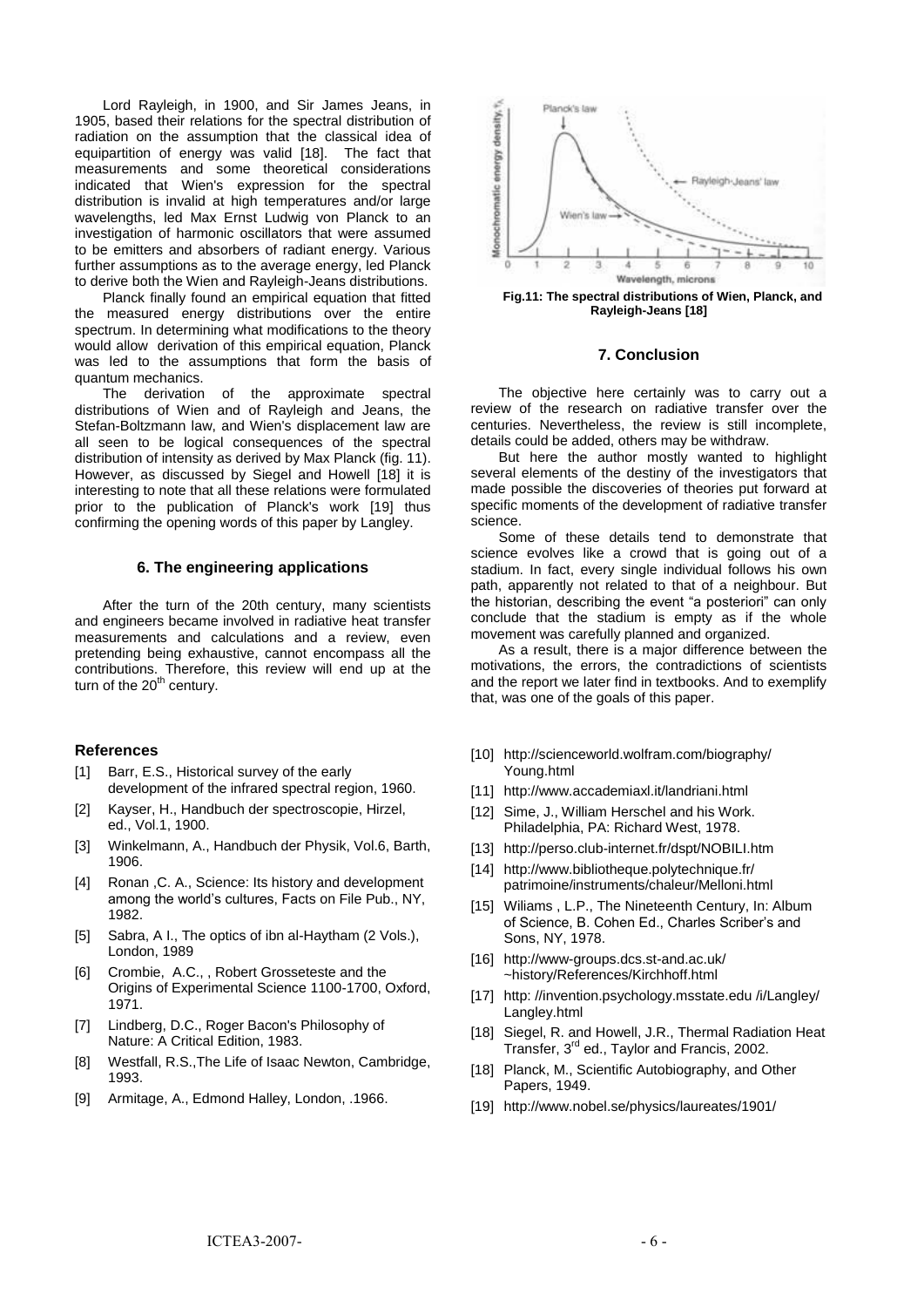Lord Rayleigh, in 1900, and Sir James Jeans, in 1905, based their relations for the spectral distribution of radiation on the assumption that the classical idea of equipartition of energy was valid [18]. The fact that measurements and some theoretical considerations indicated that Wien's expression for the spectral distribution is invalid at high temperatures and/or large wavelengths, led Max Ernst Ludwig von Planck to an investigation of harmonic oscillators that were assumed to be emitters and absorbers of radiant energy. Various further assumptions as to the average energy, led Planck to derive both the Wien and Rayleigh-Jeans distributions.

Planck finally found an empirical equation that fitted the measured energy distributions over the entire spectrum. In determining what modifications to the theory would allow derivation of this empirical equation, Planck was led to the assumptions that form the basis of quantum mechanics.

The derivation of the approximate spectral distributions of Wien and of Rayleigh and Jeans, the Stefan-Boltzmann law, and Wien's displacement law are all seen to be logical consequences of the spectral distribution of intensity as derived by Max Planck (fig. 11). However, as discussed by Siegel and Howell [18] it is interesting to note that all these relations were formulated prior to the publication of Planck's work [19] thus confirming the opening words of this paper by Langley.

## 6. The engineering applications

After the turn of the 20th century, many scientists and engineers became involved in radiative heat transfer measurements and calculations and a review, even pretending being exhaustive, cannot encompass all the contributions. Therefore, this review will end up at the turn of the 20th century.

Planck's law

Rayleigh-Jeans' law

Wien's law

Monochromatic energy density

Wavelength, microns

0 1 2 3 4 5 6 7 8 9 10

**Fig.11: The spectral distributions of Wien, Planck, and Rayleigh-Jeans [18]**

## 7. Conclusion

The objective here certainly was to carry out a review of the research on radiative transfer over the centuries. Nevertheless, the review is still incomplete, details could be added, others may be withdraw.

But here the author mostly wanted to highlight several elements of the destiny of the investigators that made possible the discoveries of theories put forward at specific moments of the development of radiative transfer science.

Some of these details tend to demonstrate that science evolves like a crowd that is going out of a stadium. In fact, every single individual follows his own path, apparently not related to that of a neighbour. But the historian, describing the event "a posteriori" can only conclude that the stadium is empty as if the whole movement was carefully planned and organized.

As a result, there is a major difference between the motivations, the errors, the contradictions of scientists and the report we later find in textbooks. And to exemplify that, was one of the goals of this paper.

### References

- [1] Barr, E.S., Historical survey of the early development of the infrared spectral region, 1960.
- [2] Kayser, H., Handbuch der spectroscopie, Hirzel, ed., Vol.1, 1900.
- [3] Winkelmann, A., Handbuch der Physik, Vol.6, Barth, 1906.
- [4] Ronan ,C. A., Science: Its history and development among the world's cultures, Facts on File Pub., NY, 1982.
- [5] Sabra, A I., The optics of ibn al-Haytham (2 Vols.), London, 1989
- [6] Crombie, A.C., , Robert Grosseteste and the Origins of Experimental Science 1100-1700, Oxford, 1971.
- [7] Lindberg, D.C., Roger Bacon's Philosophy of Nature: A Critical Edition, 1983.
- [8] Westfall, R.S.,The Life of Isaac Newton, Cambridge, 1993.
- [9] Armitage, A., Edmond Halley, London, .1966.
- [10] http://scienceworld.wolfram.com/biography/Young.html
- [11] http://www.accademiaxl.it/landriani.html
- [12] Sime, J., William Herschel and his Work. Philadelphia, PA: Richard West, 1978.
- [13] http://perso.club-internet.fr/dspt/NOBILI.htm
- [14] http://www.bibliotheque.polytechnique.fr/patrimoine/instruments/chaleur/Melloni.html
- [15] Wiliams , L.P., The Nineteenth Century, In: Album of Science, B. Cohen Ed., Charles Scriber's and Sons, NY, 1978.
- [16] http://www-groups.dcs.st-and.ac.uk/~history/References/Kirchhoff.html
- [17] http: //invention.psychology.msstate.edu /i/Langley/Langley.html
- [18] Siegel, R. and Howell, J.R., Thermal Radiation Heat Transfer, 3rd ed., Taylor and Francis, 2002.
- [18] Planck, M., Scientific Autobiography, and Other Papers, 1949.
- [19] http://www.nobel.se/physics/laureates/1901/